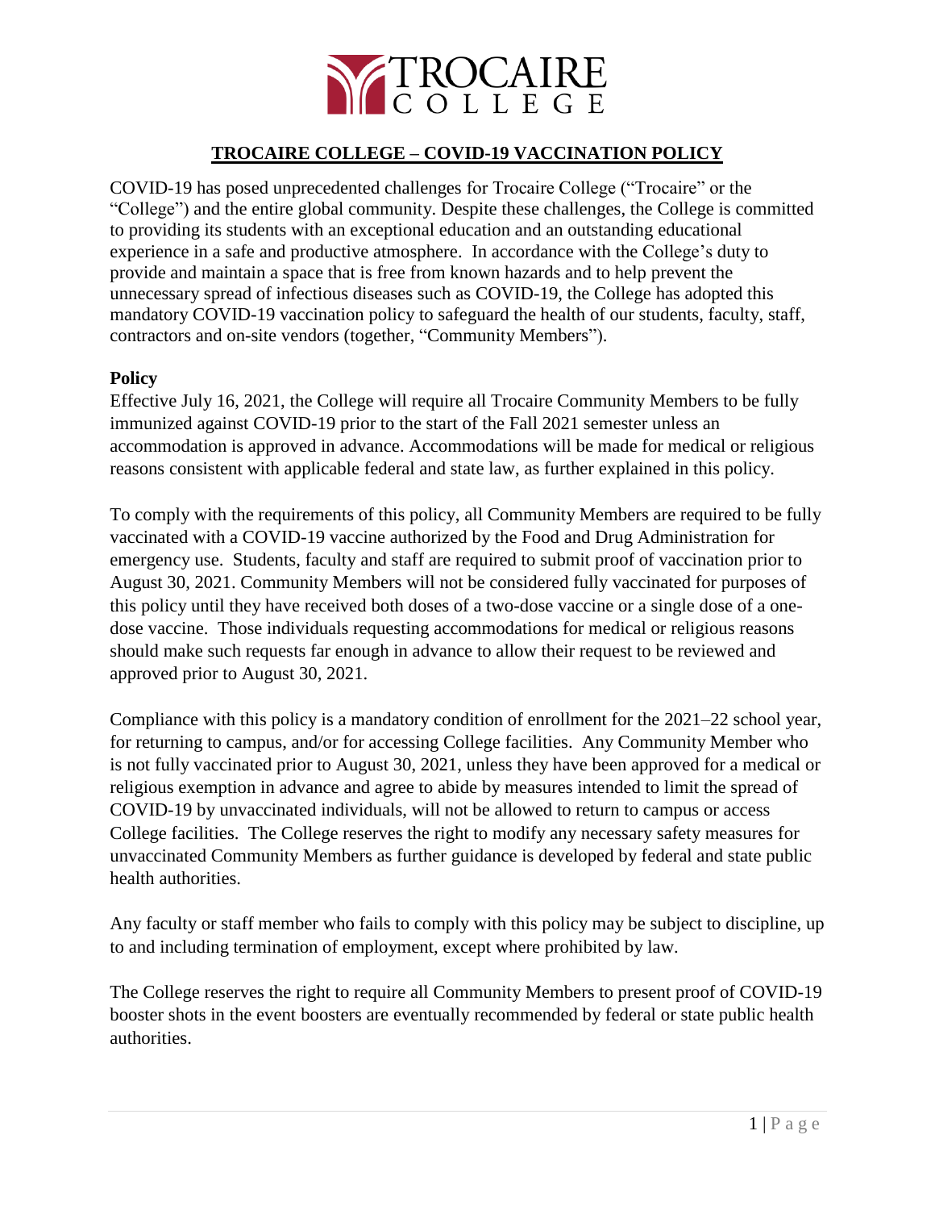# TROCAIRE COLLEGE – COVID-19 VACCINATION POLICY

COVID-19 has posed unprecedented challenges for Trocaire College ("Trocaire" or the "College") and the entire global community. Despite these challenges, the College is committed to providing its students with an exceptional education and an outstanding educational experience in a safe and productive atmosphere. In accordance with the College's duty to provide and maintain a space that is free from known hazards and to help prevent the unnecessary spread of infectious diseases such as COVID-19, the College has adopted this mandatory COVID-19 vaccination policy to safeguard the health of our students, faculty, staff, contractors and on-site vendors (together, "Community Members").

**Policy**

Effective July 16, 2021, the College will require all Trocaire Community Members to be fully immunized against COVID-19 prior to the start of the Fall 2021 semester unless an accommodation is approved in advance. Accommodations will be made for medical or religious reasons consistent with applicable federal and state law, as further explained in this policy.

To comply with the requirements of this policy, all Community Members are required to be fully vaccinated with a COVID-19 vaccine authorized by the Food and Drug Administration for emergency use. Students, faculty and staff are required to submit proof of vaccination prior to August 30, 2021. Community Members will not be considered fully vaccinated for purposes of this policy until they have received both doses of a two-dose vaccine or a single dose of a one-dose vaccine. Those individuals requesting accommodations for medical or religious reasons should make such requests far enough in advance to allow their request to be reviewed and approved prior to August 30, 2021.

Compliance with this policy is a mandatory condition of enrollment for the 2021–22 school year, for returning to campus, and/or for accessing College facilities. Any Community Member who is not fully vaccinated prior to August 30, 2021, unless they have been approved for a medical or religious exemption in advance and agree to abide by measures intended to limit the spread of COVID-19 by unvaccinated individuals, will not be allowed to return to campus or access College facilities. The College reserves the right to modify any necessary safety measures for unvaccinated Community Members as further guidance is developed by federal and state public health authorities.

Any faculty or staff member who fails to comply with this policy may be subject to discipline, up to and including termination of employment, except where prohibited by law.

The College reserves the right to require all Community Members to present proof of COVID-19 booster shots in the event boosters are eventually recommended by federal or state public health authorities.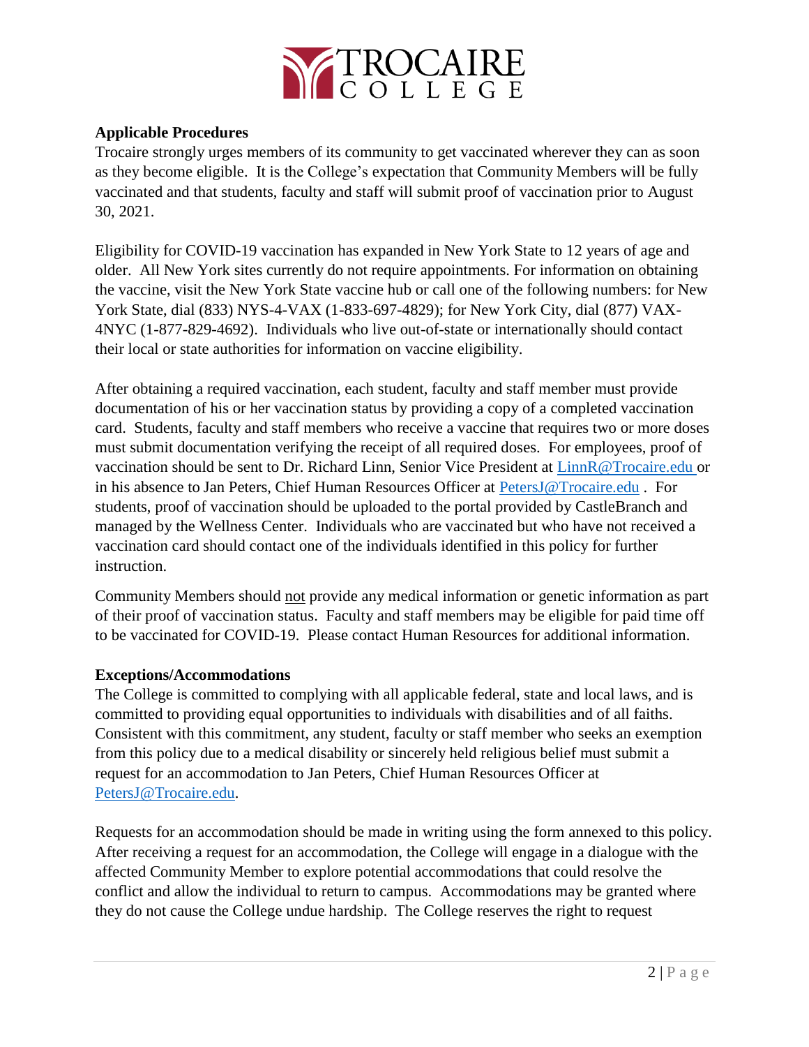**Applicable Procedures**

Trocaire strongly urges members of its community to get vaccinated wherever they can as soon as they become eligible. It is the College's expectation that Community Members will be fully vaccinated and that students, faculty and staff will submit proof of vaccination prior to August 30, 2021.

Eligibility for COVID-19 vaccination has expanded in New York State to 12 years of age and older. All New York sites currently do not require appointments. For information on obtaining the vaccine, visit the New York State vaccine hub or call one of the following numbers: for New York State, dial (833) NYS-4-VAX (1-833-697-4829); for New York City, dial (877) VAX-4NYC (1-877-829-4692). Individuals who live out-of-state or internationally should contact their local or state authorities for information on vaccine eligibility.

After obtaining a required vaccination, each student, faculty and staff member must provide documentation of his or her vaccination status by providing a copy of a completed vaccination card. Students, faculty and staff members who receive a vaccine that requires two or more doses must submit documentation verifying the receipt of all required doses. For employees, proof of vaccination should be sent to Dr. Richard Linn, Senior Vice President at LinnR@Trocaire.edu or in his absence to Jan Peters, Chief Human Resources Officer at PetersJ@Trocaire.edu . For students, proof of vaccination should be uploaded to the portal provided by CastleBranch and managed by the Wellness Center. Individuals who are vaccinated but who have not received a vaccination card should contact one of the individuals identified in this policy for further instruction.

Community Members should not provide any medical information or genetic information as part of their proof of vaccination status. Faculty and staff members may be eligible for paid time off to be vaccinated for COVID-19. Please contact Human Resources for additional information.

**Exceptions/Accommodations**

The College is committed to complying with all applicable federal, state and local laws, and is committed to providing equal opportunities to individuals with disabilities and of all faiths. Consistent with this commitment, any student, faculty or staff member who seeks an exemption from this policy due to a medical disability or sincerely held religious belief must submit a request for an accommodation to Jan Peters, Chief Human Resources Officer at PetersJ@Trocaire.edu.

Requests for an accommodation should be made in writing using the form annexed to this policy. After receiving a request for an accommodation, the College will engage in a dialogue with the affected Community Member to explore potential accommodations that could resolve the conflict and allow the individual to return to campus. Accommodations may be granted where they do not cause the College undue hardship. The College reserves the right to request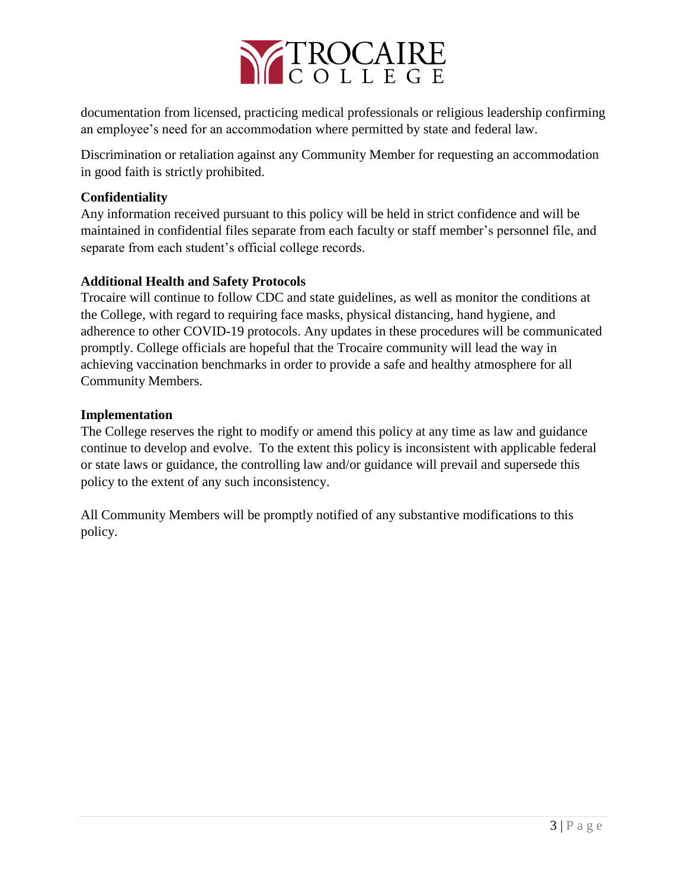documentation from licensed, practicing medical professionals or religious leadership confirming an employee's need for an accommodation where permitted by state and federal law.

Discrimination or retaliation against any Community Member for requesting an accommodation in good faith is strictly prohibited.

**Confidentiality**

Any information received pursuant to this policy will be held in strict confidence and will be maintained in confidential files separate from each faculty or staff member's personnel file, and separate from each student's official college records.

**Additional Health and Safety Protocols**

Trocaire will continue to follow CDC and state guidelines, as well as monitor the conditions at the College, with regard to requiring face masks, physical distancing, hand hygiene, and adherence to other COVID-19 protocols. Any updates in these procedures will be communicated promptly. College officials are hopeful that the Trocaire community will lead the way in achieving vaccination benchmarks in order to provide a safe and healthy atmosphere for all Community Members.

**Implementation**

The College reserves the right to modify or amend this policy at any time as law and guidance continue to develop and evolve. To the extent this policy is inconsistent with applicable federal or state laws or guidance, the controlling law and/or guidance will prevail and supersede this policy to the extent of any such inconsistency.

All Community Members will be promptly notified of any substantive modifications to this policy.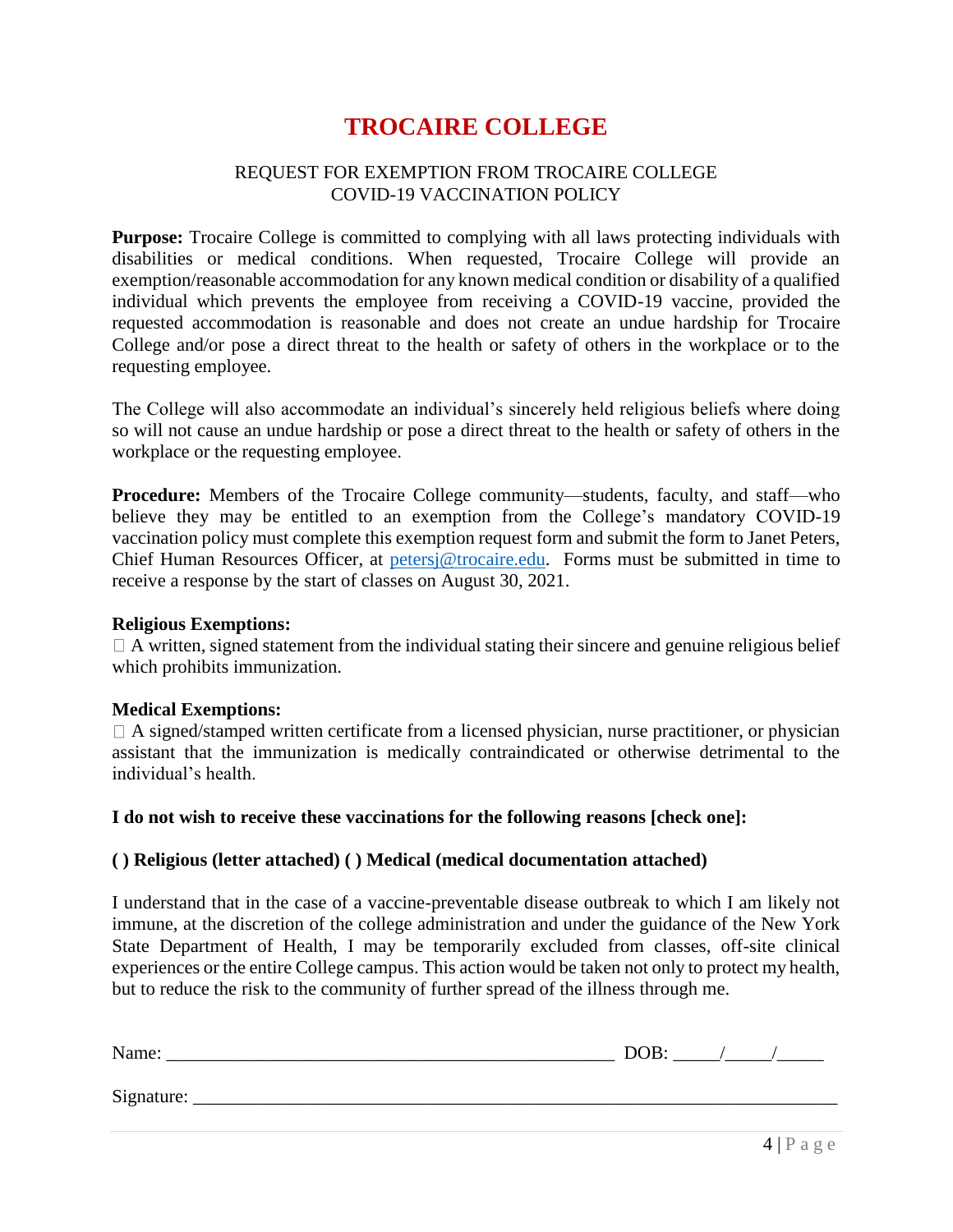# TROCAIRE COLLEGE

REQUEST FOR EXEMPTION FROM TROCAIRE COLLEGE
COVID-19 VACCINATION POLICY

**Purpose:** Trocaire College is committed to complying with all laws protecting individuals with disabilities or medical conditions. When requested, Trocaire College will provide an exemption/reasonable accommodation for any known medical condition or disability of a qualified individual which prevents the employee from receiving a COVID-19 vaccine, provided the requested accommodation is reasonable and does not create an undue hardship for Trocaire College and/or pose a direct threat to the health or safety of others in the workplace or to the requesting employee.

The College will also accommodate an individual's sincerely held religious beliefs where doing so will not cause an undue hardship or pose a direct threat to the health or safety of others in the workplace or the requesting employee.

**Procedure:** Members of the Trocaire College community—students, faculty, and staff—who believe they may be entitled to an exemption from the College's mandatory COVID-19 vaccination policy must complete this exemption request form and submit the form to Janet Peters, Chief Human Resources Officer, at petersj@trocaire.edu. Forms must be submitted in time to receive a response by the start of classes on August 30, 2021.

**Religious Exemptions:**

☐ A written, signed statement from the individual stating their sincere and genuine religious belief which prohibits immunization.

**Medical Exemptions:**

☐ A signed/stamped written certificate from a licensed physician, nurse practitioner, or physician assistant that the immunization is medically contraindicated or otherwise detrimental to the individual's health.

**I do not wish to receive these vaccinations for the following reasons [check one]:**

**( ) Religious (letter attached) ( ) Medical (medical documentation attached)**

I understand that in the case of a vaccine-preventable disease outbreak to which I am likely not immune, at the discretion of the college administration and under the guidance of the New York State Department of Health, I may be temporarily excluded from classes, off-site clinical experiences or the entire College campus. This action would be taken not only to protect my health, but to reduce the risk to the community of further spread of the illness through me.

Name: ________________________________________________ DOB: _____/_____/_____

Signature: ______________________________________________________________________